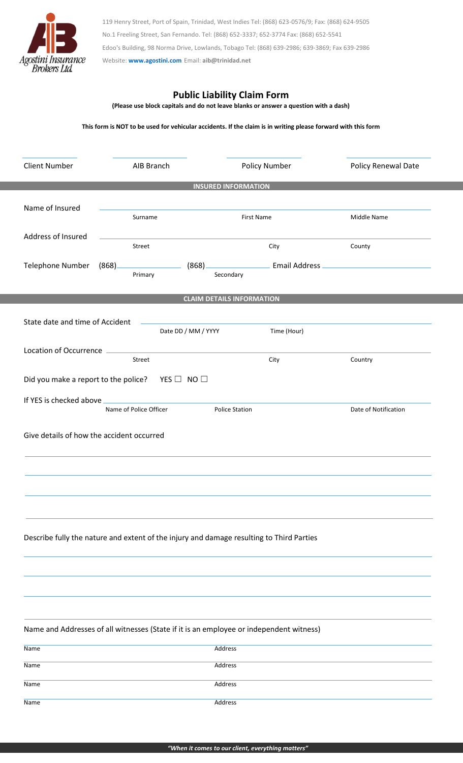Agostini Insurance Brokers Ltd.

119 Henry Street, Port of Spain, Trinidad, West Indies Tel: (868) 623-0576/9; Fax: (868) 624-9505

No.1 Freeling Street, San Fernando. Tel: (868) 652-3337; 652-3774 Fax: (868) 652-5541

Edoo's Building, 98 Norma Drive, Lowlands, Tobago Tel: (868) 639-2986; 639-3869; Fax 639-2986

Website: **www.agostini.com** Email: **aib@trinidad.net**

# Public Liability Claim Form

**(Please use block capitals and do not leave blanks or answer a question with a dash)**

**This form is NOT to be used for vehicular accidents. If the claim is in writing please forward with this form**

| Client Number | AIB Branch | Policy Number | Policy Renewal Date |
|---|---|---|---|
| | | | |

## INSURED INFORMATION

Name of Insured ____________ ____________ ____________
Surname / First Name / Middle Name

Address of Insured ____________ ____________ ____________
Street / City / County

Telephone Number (868)____________ (868)____________ Email Address ____________
Primary / Secondary

## CLAIM DETAILS INFORMATION

State date and time of Accident ____________ ____________
Date DD / MM / YYYY / Time (Hour)

Location of Occurrence ____________ ____________ ____________
Street / City / Country

Did you make a report to the police? YES ☐ NO ☐

If YES is checked above ____________ ____________ ____________
Name of Police Officer / Police Station / Date of Notification

Give details of how the accident occurred

______________________________________________

______________________________________________

______________________________________________

______________________________________________

Describe fully the nature and extent of the injury and damage resulting to Third Parties

______________________________________________

______________________________________________

______________________________________________

______________________________________________

Name and Addresses of all witnesses (State if it is an employee or independent witness)

| Name | Address |
|---|---|
| Name | Address |
| Name | Address |
| Name | Address |
| Name | Address |

*"When it comes to our client, everything matters"*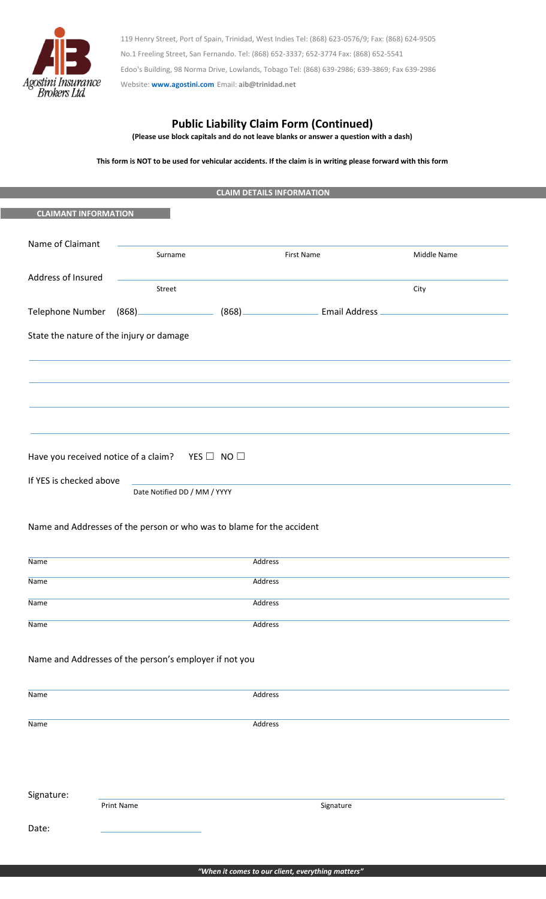119 Henry Street, Port of Spain, Trinidad, West Indies Tel: (868) 623-0576/9; Fax: (868) 624-9505
No.1 Freeling Street, San Fernando. Tel: (868) 652-3337; 652-3774 Fax: (868) 652-5541
Edoo's Building, 98 Norma Drive, Lowlands, Tobago Tel: (868) 639-2986; 639-3869; Fax 639-2986
Website: **www.agostini.com** Email: **aib@trinidad.net**

# Public Liability Claim Form (Continued)

**(Please use block capitals and do not leave blanks or answer a question with a dash)**

**This form is NOT to be used for vehicular accidents. If the claim is in writing please forward with this form**

## CLAIM DETAILS INFORMATION

### CLAIMANT INFORMATION

Name of Claimant ______________________________________________
Surname &nbsp;&nbsp;&nbsp; First Name &nbsp;&nbsp;&nbsp; Middle Name

Address of Insured ______________________________________________
Street &nbsp;&nbsp;&nbsp; City

Telephone Number (868)__________ (868)__________ Email Address __________

State the nature of the injury or damage

______________________________________________

______________________________________________

______________________________________________

______________________________________________

Have you received notice of a claim? YES ☐ NO ☐

If YES is checked above ______________________________________________
Date Notified DD / MM / YYYY

Name and Addresses of the person or who was to blame for the accident

| Name | Address |
|---|---|
| | |
| | |
| | |
| | |

Name and Addresses of the person's employer if not you

| Name | Address |
|---|---|
| | |
| | |

Signature: ______________________________________________
Print Name &nbsp;&nbsp;&nbsp; Signature

Date: ____________________

*"When it comes to our client, everything matters"*